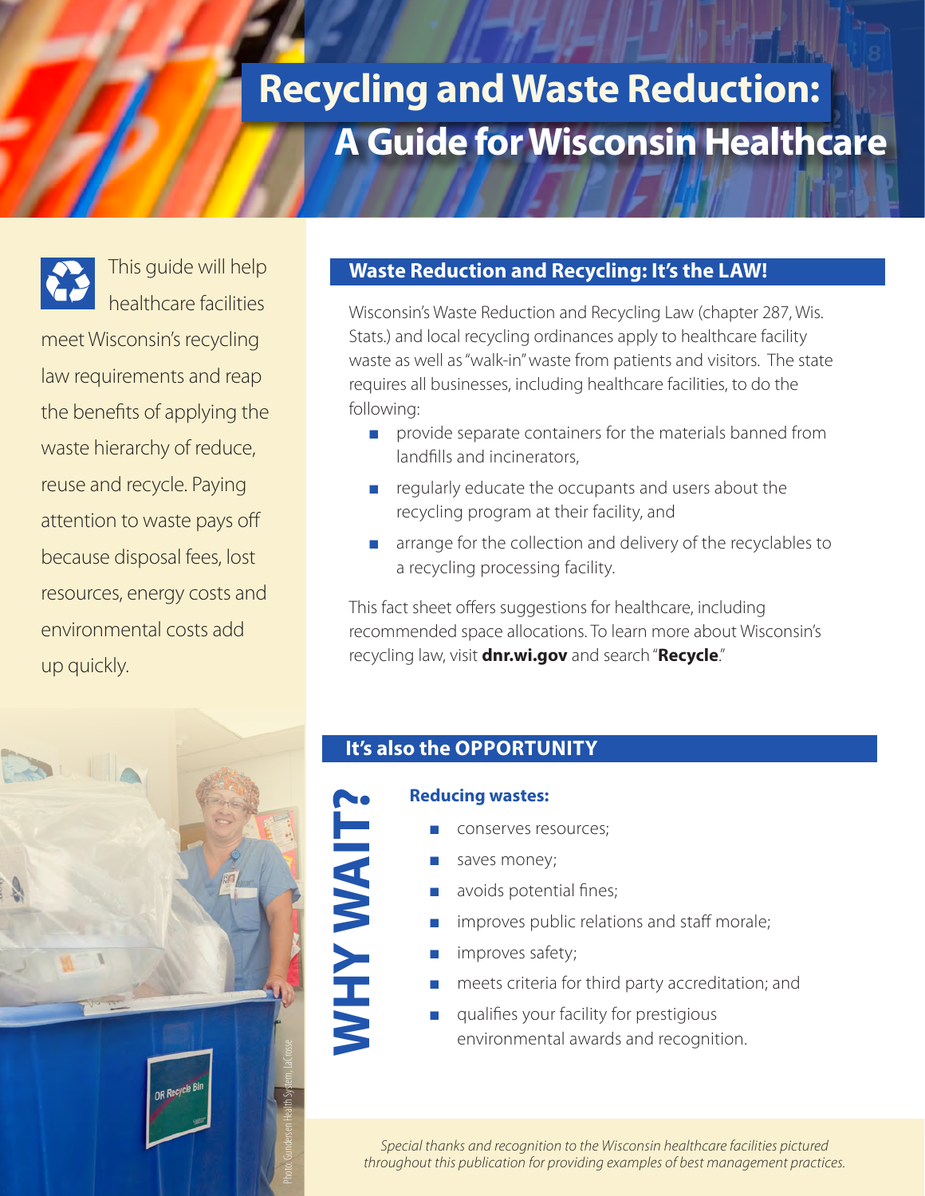# Recycling and Waste Reduction: A Guide for Wisconsin Healthcare

This guide will help healthcare facilities meet Wisconsin's recycling law requirements and reap the benefits of applying the waste hierarchy of reduce, reuse and recycle. Paying attention to waste pays off because disposal fees, lost resources, energy costs and environmental costs add up quickly.

## Waste Reduction and Recycling: It's the LAW!

Wisconsin's Waste Reduction and Recycling Law (chapter 287, Wis. Stats.) and local recycling ordinances apply to healthcare facility waste as well as "walk-in" waste from patients and visitors. The state requires all businesses, including healthcare facilities, to do the following:

- provide separate containers for the materials banned from landfills and incinerators,
- regularly educate the occupants and users about the recycling program at their facility, and
- arrange for the collection and delivery of the recyclables to a recycling processing facility.

This fact sheet offers suggestions for healthcare, including recommended space allocations. To learn more about Wisconsin's recycling law, visit **dnr.wi.gov** and search "**Recycle**."

## It's also the OPPORTUNITY

**WHY WAIT?**

### Reducing wastes:

- conserves resources;
- saves money;
- avoids potential fines;
- improves public relations and staff morale;
- improves safety;
- meets criteria for third party accreditation; and
- qualifies your facility for prestigious environmental awards and recognition.

Photo: Gundersen Health System, LaCrosse

*Special thanks and recognition to the Wisconsin healthcare facilities pictured throughout this publication for providing examples of best management practices.*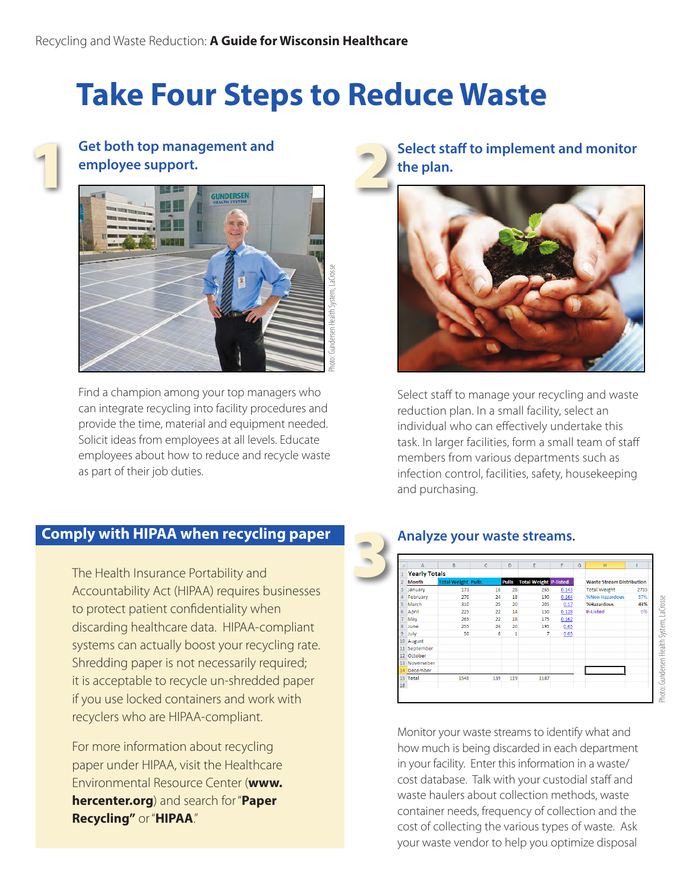# Take Four Steps to Reduce Waste

## 1 Get both top management and employee support.

Photo: Gundersen Health System, LaCrosse

Find a champion among your top managers who can integrate recycling into facility procedures and provide the time, material and equipment needed. Solicit ideas from employees at all levels. Educate employees about how to reduce and recycle waste as part of their job duties.

## 2 Select staff to implement and monitor the plan.

Select staff to manage your recycling and waste reduction plan. In a small facility, select an individual who can effectively undertake this task. In larger facilities, form a small team of staff members from various departments such as infection control, facilities, safety, housekeeping and purchasing.

## Comply with HIPAA when recycling paper

The Health Insurance Portability and Accountability Act (HIPAA) requires businesses to protect patient confidentiality when discarding healthcare data. HIPAA-compliant systems can actually boost your recycling rate. Shredding paper is not necessarily required; it is acceptable to recycle un-shredded paper if you use locked containers and work with recyclers who are HIPAA-compliant.

For more information about recycling paper under HIPAA, visit the Healthcare Environmental Resource Center (**www.hercenter.org**) and search for "**Paper Recycling"** or "**HIPAA**."

## 3 Analyze your waste streams.

| Yearly Totals | | | | | | | |
|---|---|---|---|---|---|---|---|
| Month | Total Weight | Pulls | Pulls | Total Weight | P-listed | Waste Stream Distribution | |
| January | 173 | 16 | 28 | 265 | 0.143 | Total Weight | 2735 |
| February | 270 | 24 | 18 | 190 | 0.164 | %Non Hazardous | 57% |
| March | 310 | 25 | 20 | 205 | 0.17 | %Hazardous | 43% |
| April | 225 | 22 | 14 | 150 | 0.128 | P-Listed | 0% |
| May | 265 | 22 | 18 | 175 | 0.162 | | |
| June | 255 | 24 | 20 | 195 | 0.65 | | |
| July | 50 | 6 | 1 | 7 | 0.05 | | |
| August | | | | | | | |
| September | | | | | | | |
| October | | | | | | | |
| Novemeber | | | | | | | |
| December | | | | | | | |
| Total | 1548 | 139 | 119 | 1187 | | | |

Photo: Gundersen Health System, LaCrosse

Monitor your waste streams to identify what and how much is being discarded in each department in your facility. Enter this information in a waste/cost database. Talk with your custodial staff and waste haulers about collection methods, waste container needs, frequency of collection and the cost of collecting the various types of waste. Ask your waste vendor to help you optimize disposal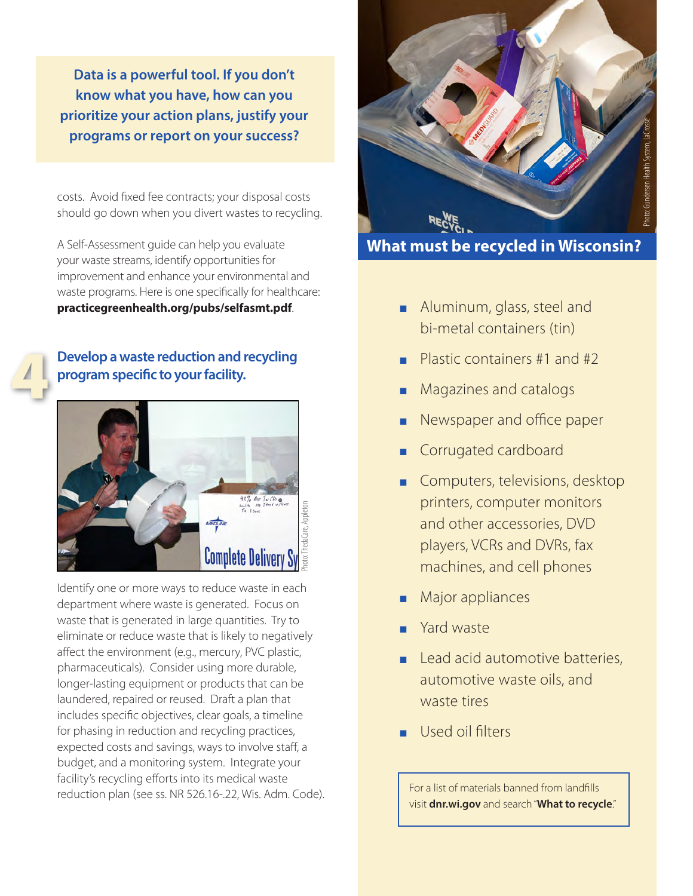**Data is a powerful tool. If you don't know what you have, how can you prioritize your action plans, justify your programs or report on your success?**

costs. Avoid fixed fee contracts; your disposal costs should go down when you divert wastes to recycling.

A Self-Assessment guide can help you evaluate your waste streams, identify opportunities for improvement and enhance your environmental and waste programs. Here is one specifically for healthcare: **practicegreenhealth.org/pubs/selfasmt.pdf**.

## 4 Develop a waste reduction and recycling program specific to your facility.

Photo: ThedaCare, Appleton

Identify one or more ways to reduce waste in each department where waste is generated. Focus on waste that is generated in large quantities. Try to eliminate or reduce waste that is likely to negatively affect the environment (e.g., mercury, PVC plastic, pharmaceuticals). Consider using more durable, longer-lasting equipment or products that can be laundered, repaired or reused. Draft a plan that includes specific objectives, clear goals, a timeline for phasing in reduction and recycling practices, expected costs and savings, ways to involve staff, a budget, and a monitoring system. Integrate your facility's recycling efforts into its medical waste reduction plan (see ss. NR 526.16-.22, Wis. Adm. Code).

Photo: Gundersen Health System, LaCrosse

## What must be recycled in Wisconsin?

- Aluminum, glass, steel and bi-metal containers (tin)
- Plastic containers #1 and #2
- Magazines and catalogs
- Newspaper and office paper
- Corrugated cardboard
- Computers, televisions, desktop printers, computer monitors and other accessories, DVD players, VCRs and DVRs, fax machines, and cell phones
- Major appliances
- Yard waste
- Lead acid automotive batteries, automotive waste oils, and waste tires
- Used oil filters

For a list of materials banned from landfills visit **dnr.wi.gov** and search "**What to recycle**."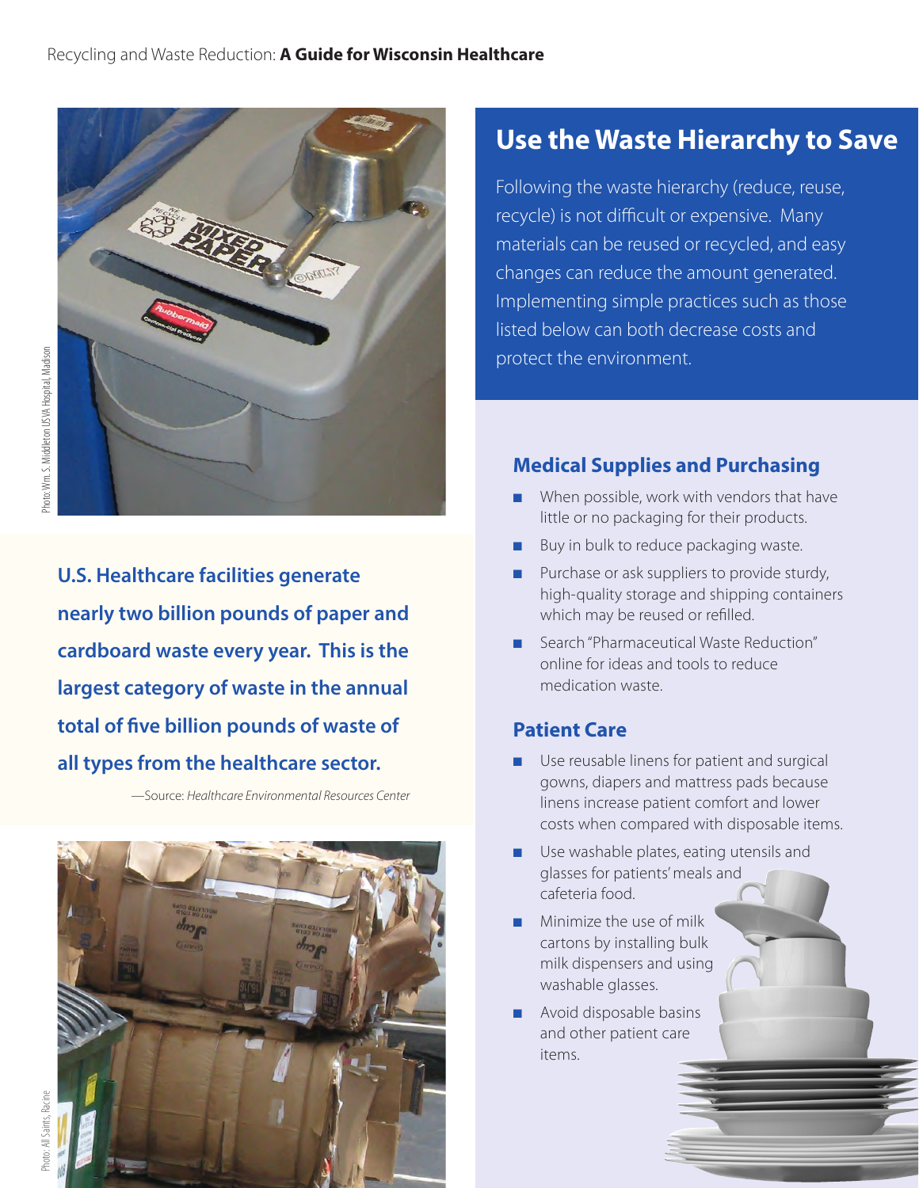Photo: Wm. S. Middleton USVA Hospital, Madison

**U.S. Healthcare facilities generate nearly two billion pounds of paper and cardboard waste every year. This is the largest category of waste in the annual total of five billion pounds of waste of all types from the healthcare sector.**

—Source: *Healthcare Environmental Resources Center*

Photo: All Saints, Racine

## Use the Waste Hierarchy to Save

Following the waste hierarchy (reduce, reuse, recycle) is not difficult or expensive. Many materials can be reused or recycled, and easy changes can reduce the amount generated. Implementing simple practices such as those listed below can both decrease costs and protect the environment.

### Medical Supplies and Purchasing

- When possible, work with vendors that have little or no packaging for their products.
- Buy in bulk to reduce packaging waste.
- Purchase or ask suppliers to provide sturdy, high-quality storage and shipping containers which may be reused or refilled.
- Search "Pharmaceutical Waste Reduction" online for ideas and tools to reduce medication waste.

### Patient Care

- Use reusable linens for patient and surgical gowns, diapers and mattress pads because linens increase patient comfort and lower costs when compared with disposable items.
- Use washable plates, eating utensils and glasses for patients' meals and cafeteria food.
- Minimize the use of milk cartons by installing bulk milk dispensers and using washable glasses.
- Avoid disposable basins and other patient care items.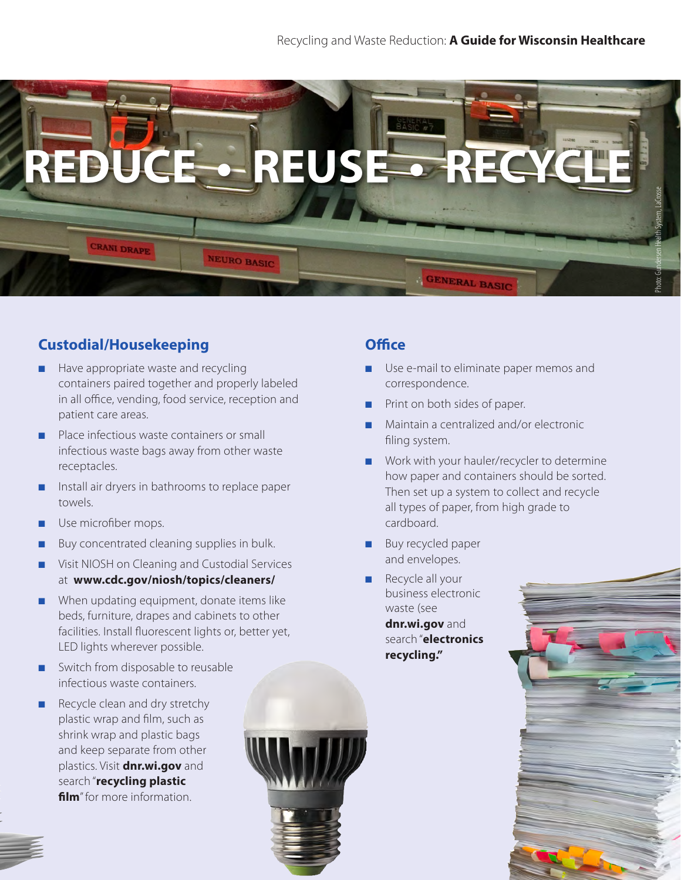# REDUCE • REUSE • RECYCLE

Photo: Gundersen Health System, LaCrosse

## Custodial/Housekeeping

- Have appropriate waste and recycling containers paired together and properly labeled in all office, vending, food service, reception and patient care areas.
- Place infectious waste containers or small infectious waste bags away from other waste receptacles.
- Install air dryers in bathrooms to replace paper towels.
- Use microfiber mops.
- Buy concentrated cleaning supplies in bulk.
- Visit NIOSH on Cleaning and Custodial Services at **www.cdc.gov/niosh/topics/cleaners/**
- When updating equipment, donate items like beds, furniture, drapes and cabinets to other facilities. Install fluorescent lights or, better yet, LED lights wherever possible.
- Switch from disposable to reusable infectious waste containers.
- Recycle clean and dry stretchy plastic wrap and film, such as shrink wrap and plastic bags and keep separate from other plastics. Visit **dnr.wi.gov** and search "**recycling plastic film**" for more information.

## Office

- Use e-mail to eliminate paper memos and correspondence.
- Print on both sides of paper.
- Maintain a centralized and/or electronic filing system.
- Work with your hauler/recycler to determine how paper and containers should be sorted. Then set up a system to collect and recycle all types of paper, from high grade to cardboard.
- Buy recycled paper and envelopes.
- Recycle all your business electronic waste (see **dnr.wi.gov** and search "**electronics recycling.**"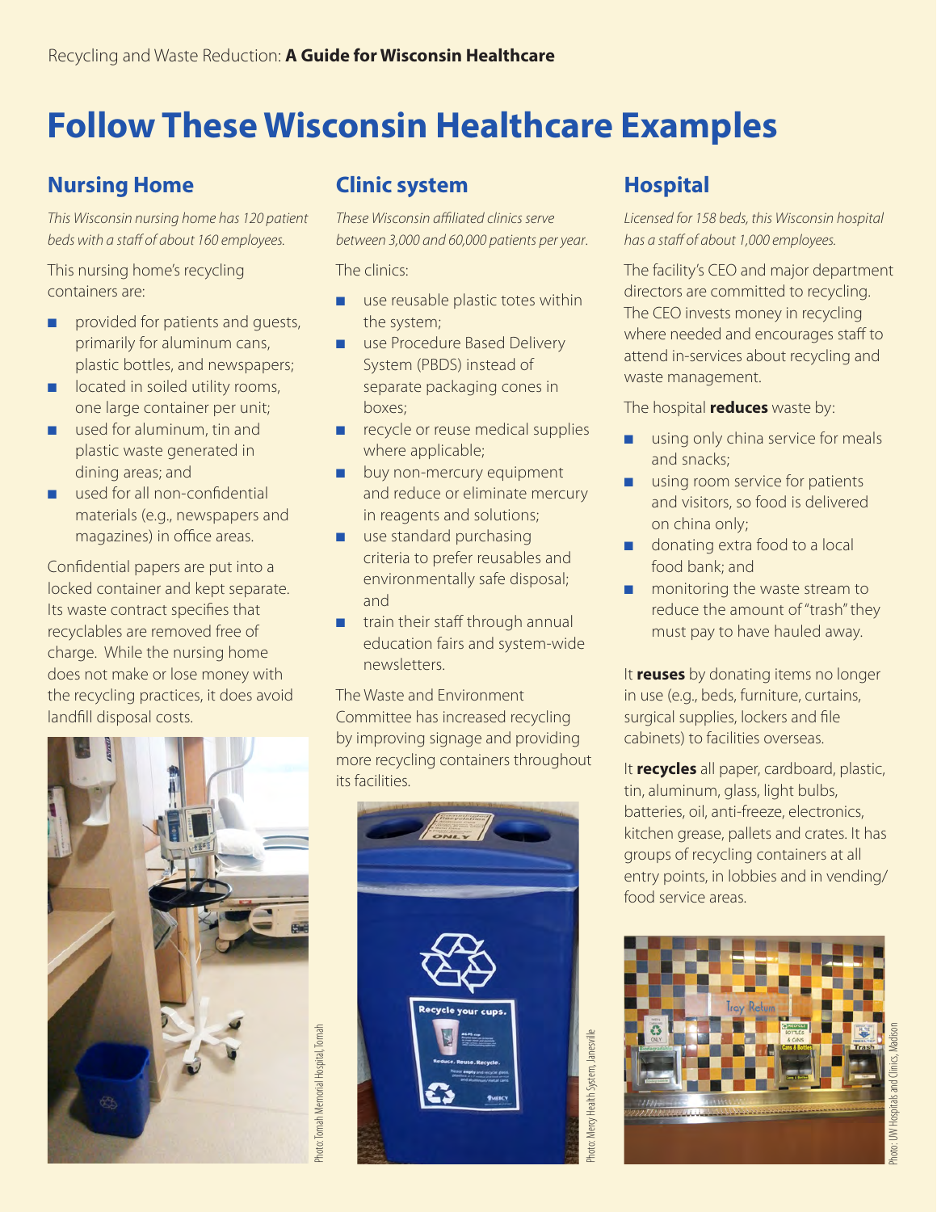# Follow These Wisconsin Healthcare Examples

## Nursing Home

*This Wisconsin nursing home has 120 patient beds with a staff of about 160 employees.*

This nursing home's recycling containers are:

- provided for patients and guests, primarily for aluminum cans, plastic bottles, and newspapers;
- located in soiled utility rooms, one large container per unit;
- used for aluminum, tin and plastic waste generated in dining areas; and
- used for all non-confidential materials (e.g., newspapers and magazines) in office areas.

Confidential papers are put into a locked container and kept separate. Its waste contract specifies that recyclables are removed free of charge. While the nursing home does not make or lose money with the recycling practices, it does avoid landfill disposal costs.

Photo: Tomah Memorial Hospital, Tomah

## Clinic system

*These Wisconsin affiliated clinics serve between 3,000 and 60,000 patients per year.*

The clinics:

- use reusable plastic totes within the system;
- use Procedure Based Delivery System (PBDS) instead of separate packaging cones in boxes;
- recycle or reuse medical supplies where applicable;
- buy non-mercury equipment and reduce or eliminate mercury in reagents and solutions;
- use standard purchasing criteria to prefer reusables and environmentally safe disposal; and
- train their staff through annual education fairs and system-wide newsletters.

The Waste and Environment Committee has increased recycling by improving signage and providing more recycling containers throughout its facilities.

Photo: Mercy Health System, Janesville

## Hospital

*Licensed for 158 beds, this Wisconsin hospital has a staff of about 1,000 employees.*

The facility's CEO and major department directors are committed to recycling. The CEO invests money in recycling where needed and encourages staff to attend in-services about recycling and waste management.

The hospital **reduces** waste by:

- using only china service for meals and snacks;
- using room service for patients and visitors, so food is delivered on china only;
- donating extra food to a local food bank; and
- monitoring the waste stream to reduce the amount of "trash" they must pay to have hauled away.

It **reuses** by donating items no longer in use (e.g., beds, furniture, curtains, surgical supplies, lockers and file cabinets) to facilities overseas.

It **recycles** all paper, cardboard, plastic, tin, aluminum, glass, light bulbs, batteries, oil, anti-freeze, electronics, kitchen grease, pallets and crates. It has groups of recycling containers at all entry points, in lobbies and in vending/food service areas.

Photo: UW Hospitals and Clinics, Madison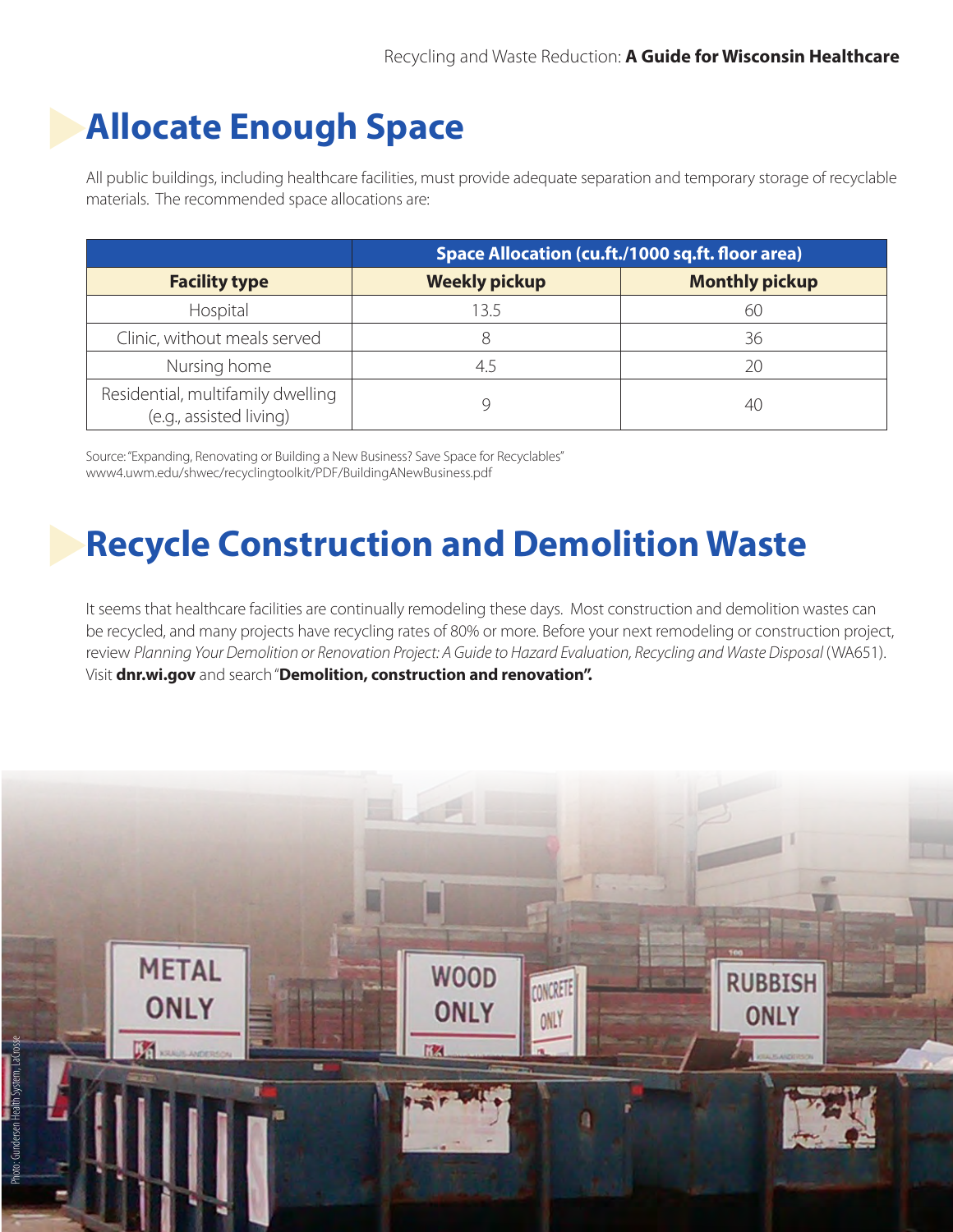# Allocate Enough Space

All public buildings, including healthcare facilities, must provide adequate separation and temporary storage of recyclable materials. The recommended space allocations are:

| | Space Allocation (cu.ft./1000 sq.ft. floor area) | |
|---|---|---|
| **Facility type** | **Weekly pickup** | **Monthly pickup** |
| Hospital | 13.5 | 60 |
| Clinic, without meals served | 8 | 36 |
| Nursing home | 4.5 | 20 |
| Residential, multifamily dwelling (e.g., assisted living) | 9 | 40 |

Source: "Expanding, Renovating or Building a New Business? Save Space for Recyclables" www4.uwm.edu/shwec/recyclingtoolkit/PDF/BuildingANewBusiness.pdf

# Recycle Construction and Demolition Waste

It seems that healthcare facilities are continually remodeling these days. Most construction and demolition wastes can be recycled, and many projects have recycling rates of 80% or more. Before your next remodeling or construction project, review *Planning Your Demolition or Renovation Project: A Guide to Hazard Evaluation, Recycling and Waste Disposal* (WA651). Visit **dnr.wi.gov** and search "**Demolition, construction and renovation".**

Photo: Gundersen Health System, LaCrosse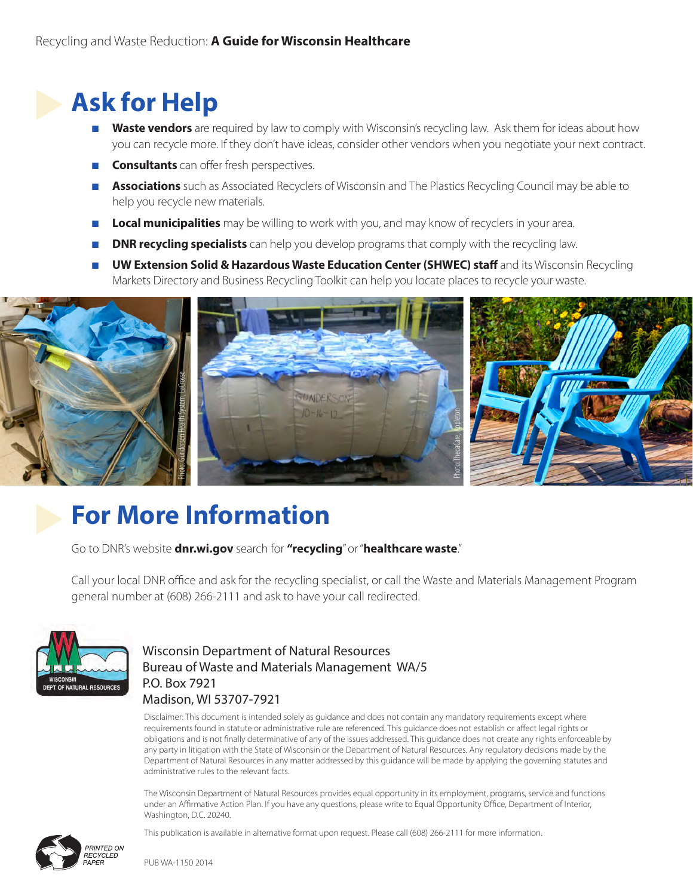## Ask for Help

- **Waste vendors** are required by law to comply with Wisconsin's recycling law. Ask them for ideas about how you can recycle more. If they don't have ideas, consider other vendors when you negotiate your next contract.
- **Consultants** can offer fresh perspectives.
- **Associations** such as Associated Recyclers of Wisconsin and The Plastics Recycling Council may be able to help you recycle new materials.
- **Local municipalities** may be willing to work with you, and may know of recyclers in your area.
- **DNR recycling specialists** can help you develop programs that comply with the recycling law.
- **UW Extension Solid & Hazardous Waste Education Center (SHWEC) staff** and its Wisconsin Recycling Markets Directory and Business Recycling Toolkit can help you locate places to recycle your waste.

Photo: Gundersen Health System, LaCrosse

Photo: ThedaCare, Appleton

## For More Information

Go to DNR's website **dnr.wi.gov** search for **"recycling"** or "**healthcare waste**."

Call your local DNR office and ask for the recycling specialist, or call the Waste and Materials Management Program general number at (608) 266-2111 and ask to have your call redirected.

Wisconsin Department of Natural Resources
Bureau of Waste and Materials Management WA/5
P.O. Box 7921
Madison, WI 53707-7921

Disclaimer: This document is intended solely as guidance and does not contain any mandatory requirements except where requirements found in statute or administrative rule are referenced. This guidance does not establish or affect legal rights or obligations and is not finally determinative of any of the issues addressed. This guidance does not create any rights enforceable by any party in litigation with the State of Wisconsin or the Department of Natural Resources. Any regulatory decisions made by the Department of Natural Resources in any matter addressed by this guidance will be made by applying the governing statutes and administrative rules to the relevant facts.

The Wisconsin Department of Natural Resources provides equal opportunity in its employment, programs, service and functions under an Affirmative Action Plan. If you have any questions, please write to Equal Opportunity Office, Department of Interior, Washington, D.C. 20240.

This publication is available in alternative format upon request. Please call (608) 266-2111 for more information.

PRINTED ON RECYCLED PAPER

PUB WA-1150 2014